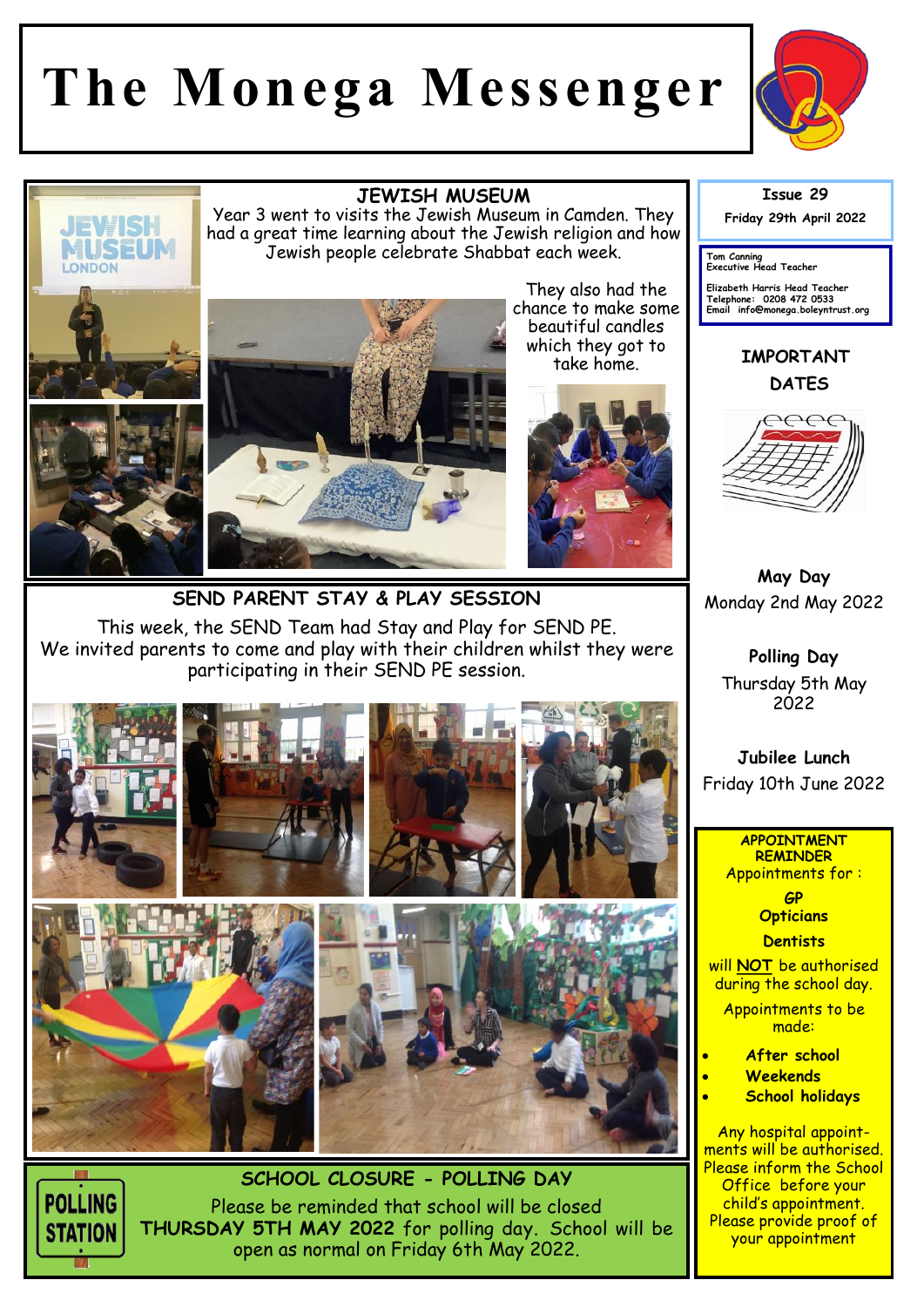# The Monega Messenger

Issue 29

Friday 29th April 2022

Tom Canning
Executive Head Teacher

Elizabeth Harris Head Teacher
Telephone: 0208 472 0533
Email info@monega.boleyntrust.org

## JEWISH MUSEUM

Year 3 went to visits the Jewish Museum in Camden. They had a great time learning about the Jewish religion and how Jewish people celebrate Shabbat each week.

They also had the chance to make some beautiful candles which they got to take home.

## SEND PARENT STAY & PLAY SESSION

This week, the SEND Team had Stay and Play for SEND PE. We invited parents to come and play with their children whilst they were participating in their SEND PE session.

## SCHOOL CLOSURE - POLLING DAY

Please be reminded that school will be closed **THURSDAY 5TH MAY 2022** for polling day. School will be open as normal on Friday 6th May 2022.

## IMPORTANT DATES

**May Day**
Monday 2nd May 2022

**Polling Day**
Thursday 5th May 2022

**Jubilee Lunch**
Friday 10th June 2022

## APPOINTMENT REMINDER

Appointments for :

**GP**
**Opticians**
**Dentists**

will **NOT** be authorised during the school day.

Appointments to be made:

- **After school**
- **Weekends**
- **School holidays**

Any hospital appointments will be authorised. Please inform the School Office before your child's appointment. Please provide proof of your appointment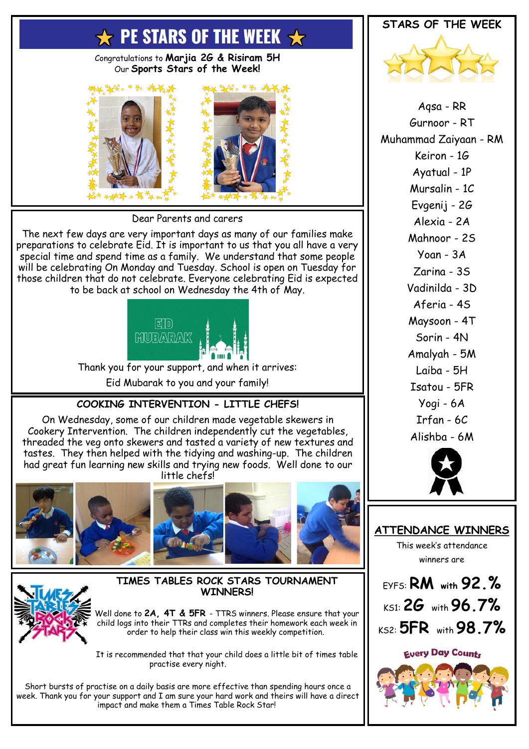# ★ PE STARS OF THE WEEK ★

Congratulations to **Marjia 2G & Risiram 5H**
Our **Sports Stars of the Week!**

Dear Parents and carers

The next few days are very important days as many of our families make preparations to celebrate Eid. It is important to us that you all have a very special time and spend time as a family. We understand that some people will be celebrating On Monday and Tuesday. School is open on Tuesday for those children that do not celebrate. Everyone celebrating Eid is expected to be back at school on Wednesday the 4th of May.

EID MUBARAK

Thank you for your support, and when it arrives:

Eid Mubarak to you and your family!

## COOKING INTERVENTION - LITTLE CHEFS!

On Wednesday, some of our children made vegetable skewers in Cookery Intervention. The children independently cut the vegetables, threaded the veg onto skewers and tasted a variety of new textures and tastes. They then helped with the tidying and washing-up. The children had great fun learning new skills and trying new foods. Well done to our little chefs!

## TIMES TABLES ROCK STARS TOURNAMENT WINNERS!

Well done to **2A, 4T & 5FR** - TTRS winners. Please ensure that your child logs into their TTRs and completes their homework each week in order to help their class win this weekly competition.

It is recommended that that your child does a little bit of times table practise every night.

Short bursts of practise on a daily basis are more effective than spending hours once a week. Thank you for your support and I am sure your hard work and theirs will have a direct impact and make them a Times Table Rock Star!

## STARS OF THE WEEK

Aqsa - RR
Gurnoor - RT
Muhammad Zaiyaan - RM
Keiron - 1G
Ayatual - 1P
Mursalin - 1C
Evgenij - 2G
Alexia - 2A
Mahnoor - 2S
Yoan - 3A
Zarina - 3S
Vadinilda - 3D
Aferia - 4S
Maysoon - 4T
Sorin - 4N
Amalyah - 5M
Laiba - 5H
Isatou - 5FR
Yogi - 6A
Irfan - 6C
Alishba - 6M

## ATTENDANCE WINNERS

This week's attendance winners are

EYFS: **RM** with **92.%**

KS1: **2G** with **96.7%**

KS2: **5FR** with **98.7%**

Every Day Counts